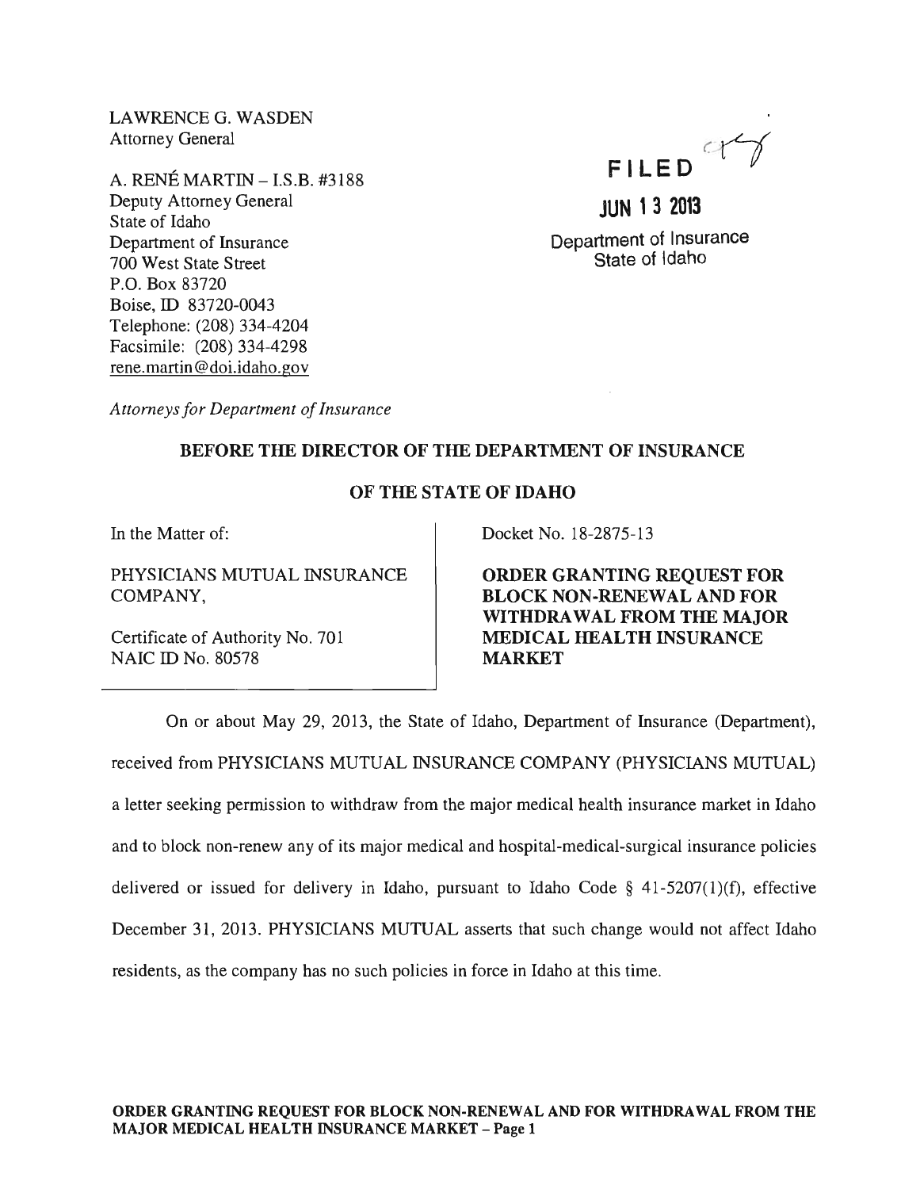LAWRENCE G. WASDEN
Attorney General

A. RENÉ MARTIN – I.S.B. #3188
Deputy Attorney General
State of Idaho
Department of Insurance
700 West State Street
P.O. Box 83720
Boise, ID 83720-0043
Telephone: (208) 334-4204
Facsimile: (208) 334-4298
rene.martin@doi.idaho.gov

FILED

JUN 13 2013

Department of Insurance
State of Idaho

*Attorneys for Department of Insurance*

**BEFORE THE DIRECTOR OF THE DEPARTMENT OF INSURANCE**

**OF THE STATE OF IDAHO**

| In the Matter of: | Docket No. 18-2875-13 |
|---|---|
| PHYSICIANS MUTUAL INSURANCE COMPANY, | **ORDER GRANTING REQUEST FOR BLOCK NON-RENEWAL AND FOR WITHDRAWAL FROM THE MAJOR MEDICAL HEALTH INSURANCE MARKET** |
| Certificate of Authority No. 701<br>NAIC ID No. 80578 | |

On or about May 29, 2013, the State of Idaho, Department of Insurance (Department), received from PHYSICIANS MUTUAL INSURANCE COMPANY (PHYSICIANS MUTUAL) a letter seeking permission to withdraw from the major medical health insurance market in Idaho and to block non-renew any of its major medical and hospital-medical-surgical insurance policies delivered or issued for delivery in Idaho, pursuant to Idaho Code § 41-5207(1)(f), effective December 31, 2013. PHYSICIANS MUTUAL asserts that such change would not affect Idaho residents, as the company has no such policies in force in Idaho at this time.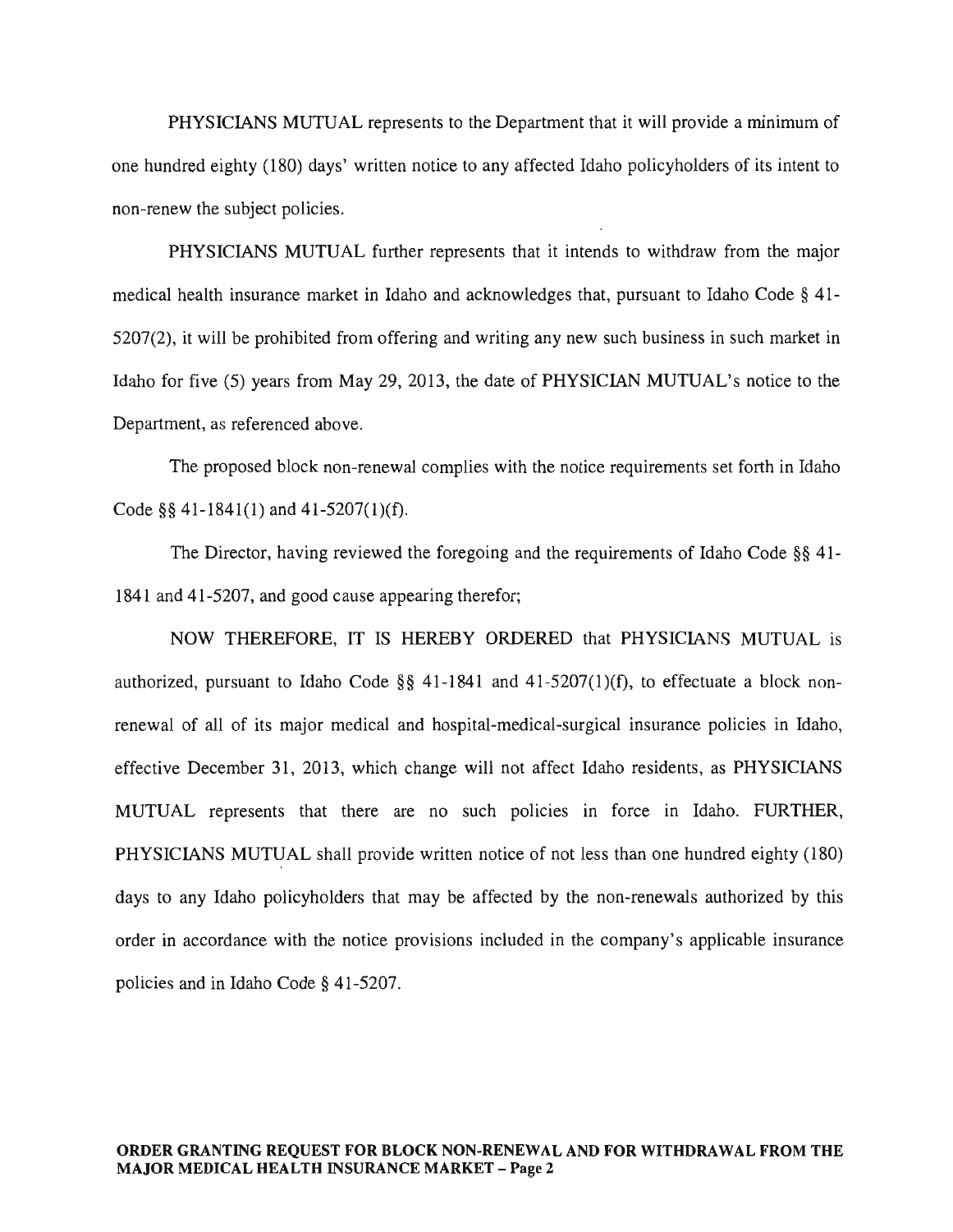PHYSICIANS MUTUAL represents to the Department that it will provide a minimum of one hundred eighty (180) days' written notice to any affected Idaho policyholders of its intent to non-renew the subject policies.

PHYSICIANS MUTUAL further represents that it intends to withdraw from the major medical health insurance market in Idaho and acknowledges that, pursuant to Idaho Code § 41-5207(2), it will be prohibited from offering and writing any new such business in such market in Idaho for five (5) years from May 29, 2013, the date of PHYSICIAN MUTUAL's notice to the Department, as referenced above.

The proposed block non-renewal complies with the notice requirements set forth in Idaho Code §§ 41-1841(1) and 41-5207(1)(f).

The Director, having reviewed the foregoing and the requirements of Idaho Code §§ 41-1841 and 41-5207, and good cause appearing therefor;

NOW THEREFORE, IT IS HEREBY ORDERED that PHYSICIANS MUTUAL is authorized, pursuant to Idaho Code §§ 41-1841 and 41-5207(1)(f), to effectuate a block non-renewal of all of its major medical and hospital-medical-surgical insurance policies in Idaho, effective December 31, 2013, which change will not affect Idaho residents, as PHYSICIANS MUTUAL represents that there are no such policies in force in Idaho. FURTHER, PHYSICIANS MUTUAL shall provide written notice of not less than one hundred eighty (180) days to any Idaho policyholders that may be affected by the non-renewals authorized by this order in accordance with the notice provisions included in the company's applicable insurance policies and in Idaho Code § 41-5207.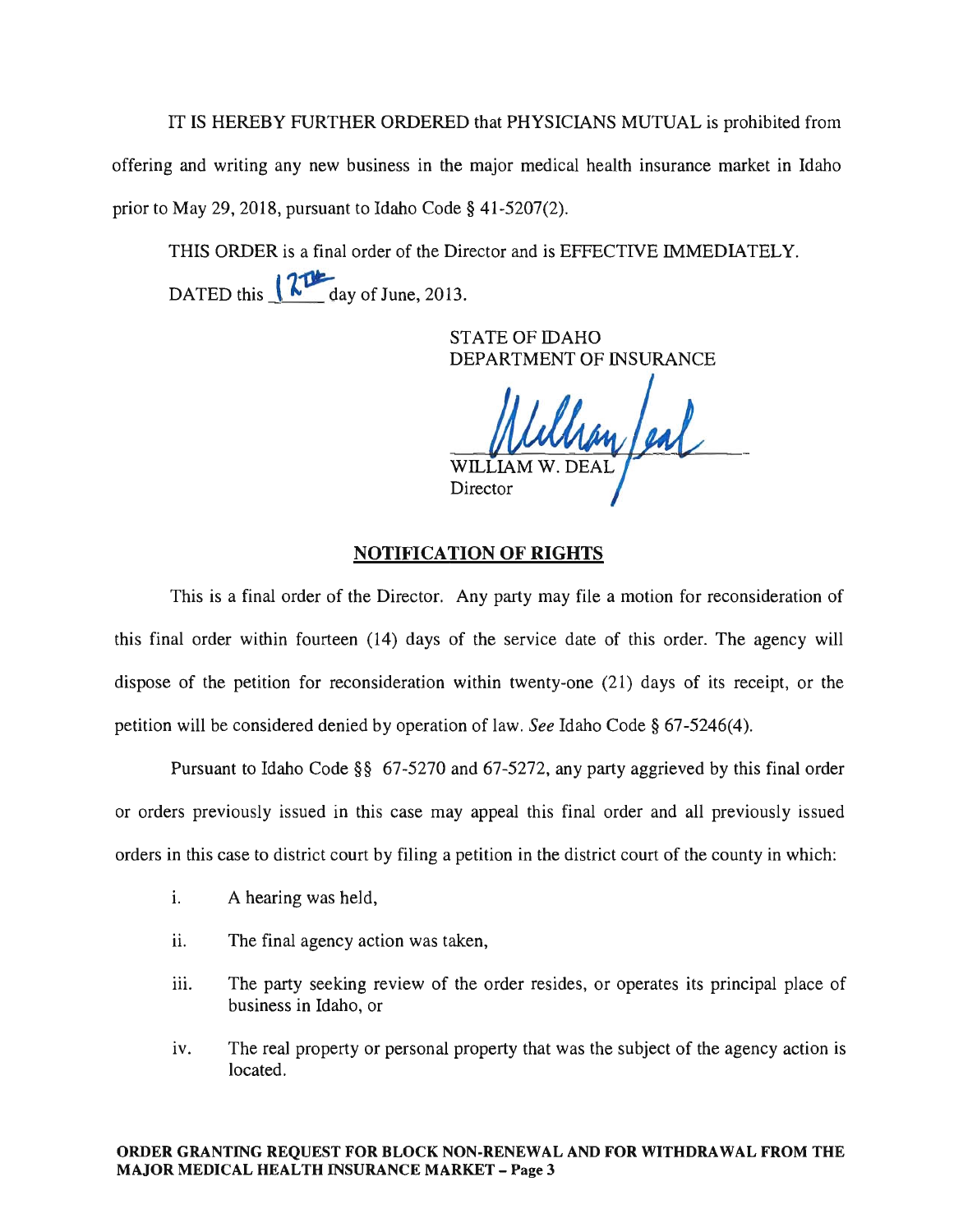IT IS HEREBY FURTHER ORDERED that PHYSICIANS MUTUAL is prohibited from offering and writing any new business in the major medical health insurance market in Idaho prior to May 29, 2018, pursuant to Idaho Code § 41-5207(2).

THIS ORDER is a final order of the Director and is EFFECTIVE IMMEDIATELY.

DATED this 12TH day of June, 2013.

STATE OF IDAHO
DEPARTMENT OF INSURANCE

WILLIAM W. DEAL
Director

## NOTIFICATION OF RIGHTS

This is a final order of the Director. Any party may file a motion for reconsideration of this final order within fourteen (14) days of the service date of this order. The agency will dispose of the petition for reconsideration within twenty-one (21) days of its receipt, or the petition will be considered denied by operation of law. *See* Idaho Code § 67-5246(4).

Pursuant to Idaho Code §§ 67-5270 and 67-5272, any party aggrieved by this final order or orders previously issued in this case may appeal this final order and all previously issued orders in this case to district court by filing a petition in the district court of the county in which:

i. A hearing was held,

ii. The final agency action was taken,

iii. The party seeking review of the order resides, or operates its principal place of business in Idaho, or

iv. The real property or personal property that was the subject of the agency action is located.

**ORDER GRANTING REQUEST FOR BLOCK NON-RENEWAL AND FOR WITHDRAWAL FROM THE MAJOR MEDICAL HEALTH INSURANCE MARKET – Page 3**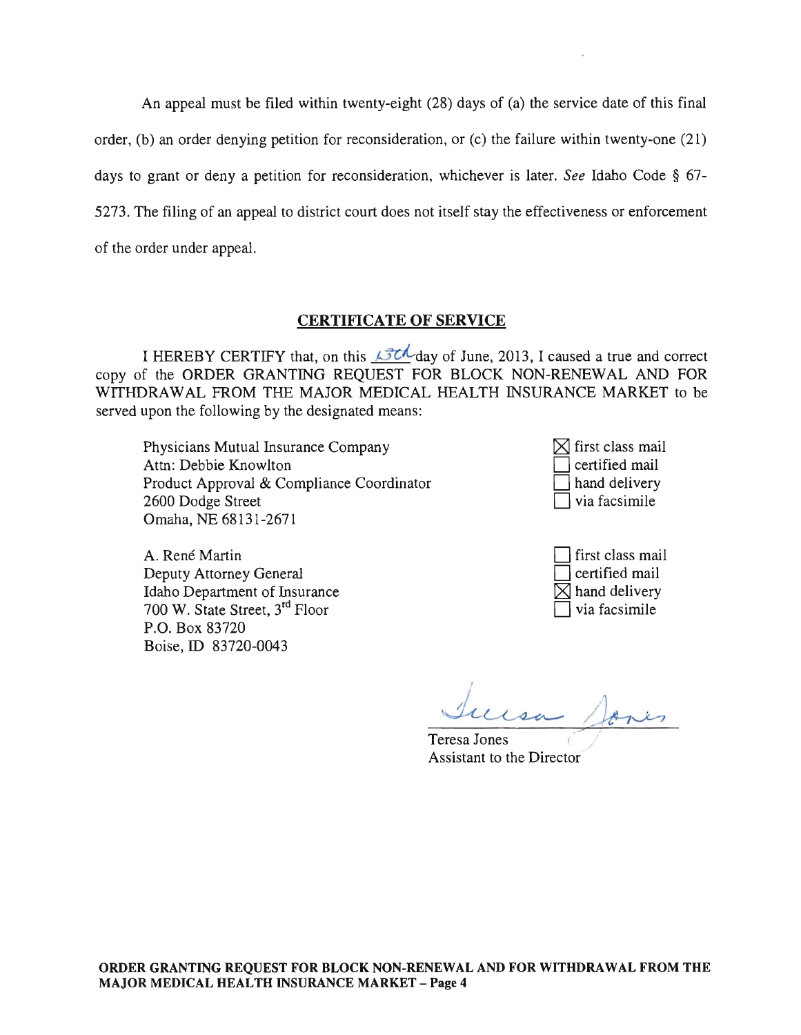An appeal must be filed within twenty-eight (28) days of (a) the service date of this final order, (b) an order denying petition for reconsideration, or (c) the failure within twenty-one (21) days to grant or deny a petition for reconsideration, whichever is later. *See* Idaho Code § 67-5273. The filing of an appeal to district court does not itself stay the effectiveness or enforcement of the order under appeal.

## CERTIFICATE OF SERVICE

I HEREBY CERTIFY that, on this 13th day of June, 2013, I caused a true and correct copy of the ORDER GRANTING REQUEST FOR BLOCK NON-RENEWAL AND FOR WITHDRAWAL FROM THE MAJOR MEDICAL HEALTH INSURANCE MARKET to be served upon the following by the designated means:

| | |
|---|---|
| Physicians Mutual Insurance Company<br>Attn: Debbie Knowlton<br>Product Approval & Compliance Coordinator<br>2600 Dodge Street<br>Omaha, NE 68131-2671 | ☒ first class mail<br>☐ certified mail<br>☐ hand delivery<br>☐ via facsimile |
| A. René Martin<br>Deputy Attorney General<br>Idaho Department of Insurance<br>700 W. State Street, 3rd Floor<br>P.O. Box 83720<br>Boise, ID 83720-0043 | ☐ first class mail<br>☐ certified mail<br>☒ hand delivery<br>☐ via facsimile |

Teresa Jones
Assistant to the Director